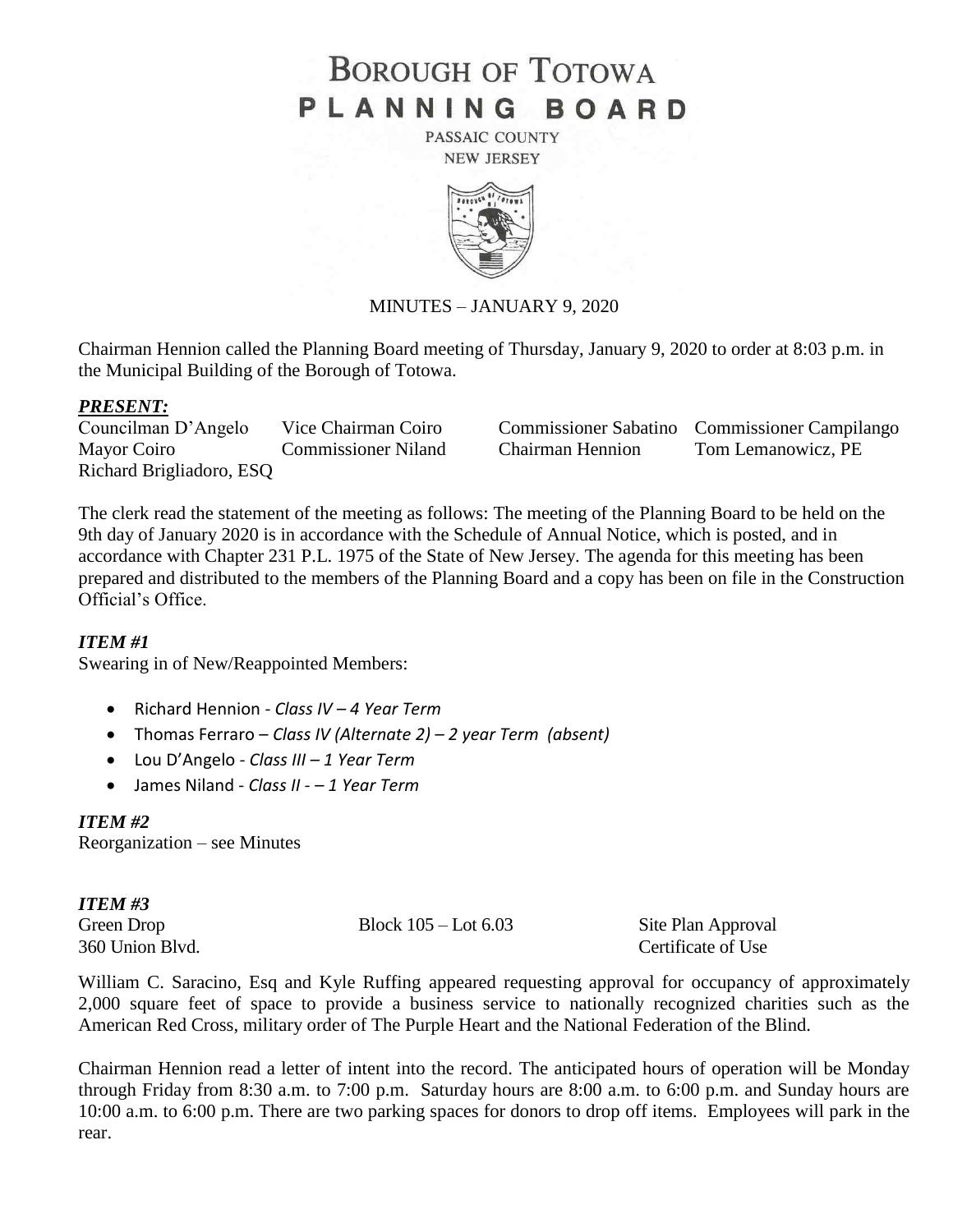# BOROUGH OF TOTOWA
# PLANNING BOARD

PASSAIC COUNTY
NEW JERSEY

MINUTES – JANUARY 9, 2020

Chairman Hennion called the Planning Board meeting of Thursday, January 9, 2020 to order at 8:03 p.m. in the Municipal Building of the Borough of Totowa.

***PRESENT:***

| | | | |
|---|---|---|---|
| Councilman D'Angelo | Vice Chairman Coiro | Commissioner Sabatino | Commissioner Campilango |
| Mayor Coiro | Commissioner Niland | Chairman Hennion | Tom Lemanowicz, PE |
| Richard Brigliadoro, ESQ | | | |

The clerk read the statement of the meeting as follows: The meeting of the Planning Board to be held on the 9th day of January 2020 is in accordance with the Schedule of Annual Notice, which is posted, and in accordance with Chapter 231 P.L. 1975 of the State of New Jersey. The agenda for this meeting has been prepared and distributed to the members of the Planning Board and a copy has been on file in the Construction Official's Office.

***ITEM #1***

Swearing in of New/Reappointed Members:

- Richard Hennion - *Class IV – 4 Year Term*
- Thomas Ferraro – *Class IV (Alternate 2) – 2 year Term (absent)*
- Lou D'Angelo - *Class III – 1 Year Term*
- James Niland - *Class II - – 1 Year Term*

***ITEM #2***

Reorganization – see Minutes

***ITEM #3***

| | | |
|---|---|---|
| Green Drop | Block 105 – Lot 6.03 | Site Plan Approval |
| 360 Union Blvd. | | Certificate of Use |

William C. Saracino, Esq and Kyle Ruffing appeared requesting approval for occupancy of approximately 2,000 square feet of space to provide a business service to nationally recognized charities such as the American Red Cross, military order of The Purple Heart and the National Federation of the Blind.

Chairman Hennion read a letter of intent into the record. The anticipated hours of operation will be Monday through Friday from 8:30 a.m. to 7:00 p.m. Saturday hours are 8:00 a.m. to 6:00 p.m. and Sunday hours are 10:00 a.m. to 6:00 p.m. There are two parking spaces for donors to drop off items. Employees will park in the rear.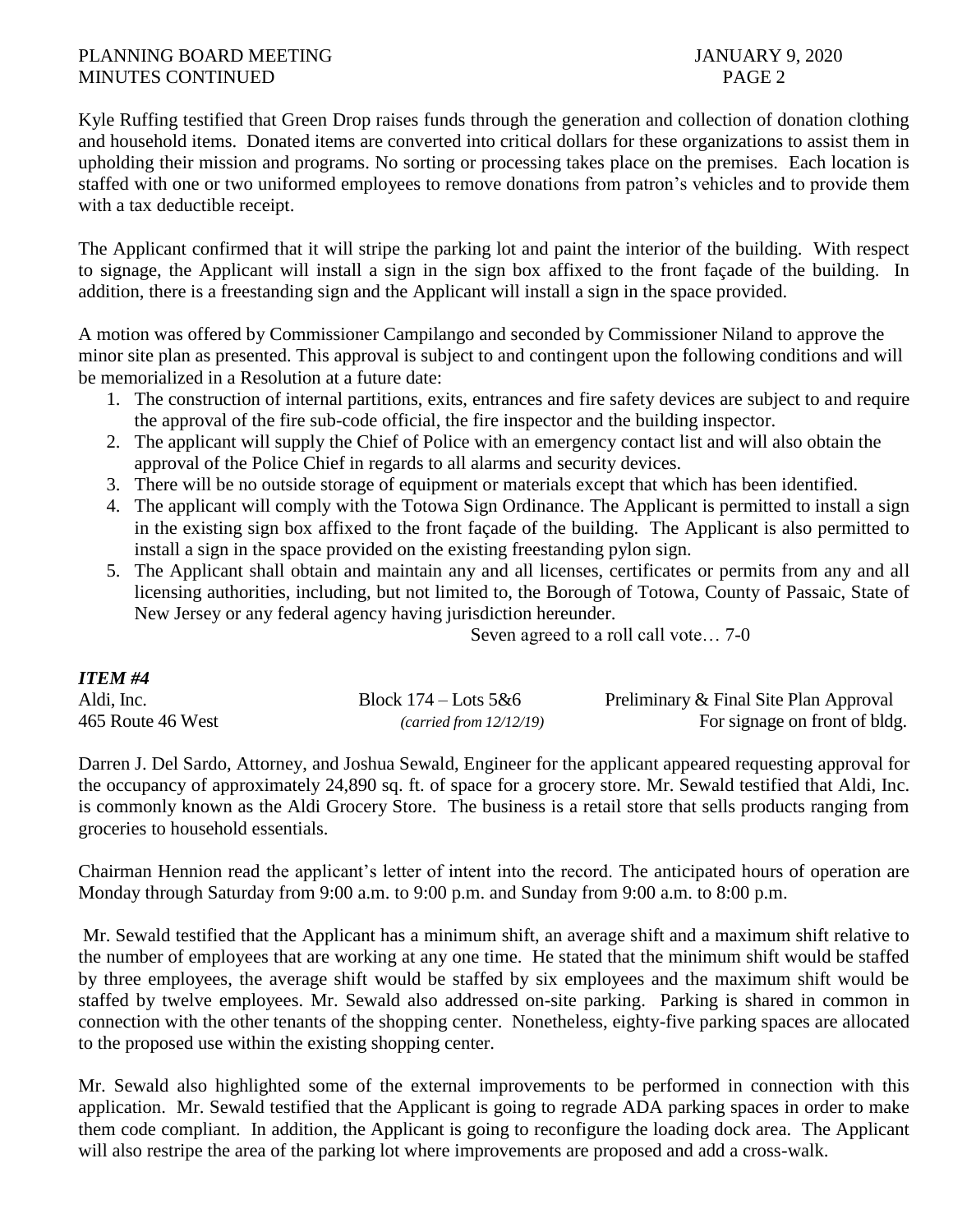Kyle Ruffing testified that Green Drop raises funds through the generation and collection of donation clothing and household items. Donated items are converted into critical dollars for these organizations to assist them in upholding their mission and programs. No sorting or processing takes place on the premises. Each location is staffed with one or two uniformed employees to remove donations from patron's vehicles and to provide them with a tax deductible receipt.

The Applicant confirmed that it will stripe the parking lot and paint the interior of the building. With respect to signage, the Applicant will install a sign in the sign box affixed to the front façade of the building. In addition, there is a freestanding sign and the Applicant will install a sign in the space provided.

A motion was offered by Commissioner Campilango and seconded by Commissioner Niland to approve the minor site plan as presented. This approval is subject to and contingent upon the following conditions and will be memorialized in a Resolution at a future date:

1. The construction of internal partitions, exits, entrances and fire safety devices are subject to and require the approval of the fire sub-code official, the fire inspector and the building inspector.
2. The applicant will supply the Chief of Police with an emergency contact list and will also obtain the approval of the Police Chief in regards to all alarms and security devices.
3. There will be no outside storage of equipment or materials except that which has been identified.
4. The applicant will comply with the Totowa Sign Ordinance. The Applicant is permitted to install a sign in the existing sign box affixed to the front façade of the building. The Applicant is also permitted to install a sign in the space provided on the existing freestanding pylon sign.
5. The Applicant shall obtain and maintain any and all licenses, certificates or permits from any and all licensing authorities, including, but not limited to, the Borough of Totowa, County of Passaic, State of New Jersey or any federal agency having jurisdiction hereunder.

Seven agreed to a roll call vote… 7-0

***ITEM #4***

| | | |
|---|---|---|
| Aldi, Inc. | Block 174 – Lots 5&6 | Preliminary & Final Site Plan Approval |
| 465 Route 46 West | *(carried from 12/12/19)* | For signage on front of bldg. |

Darren J. Del Sardo, Attorney, and Joshua Sewald, Engineer for the applicant appeared requesting approval for the occupancy of approximately 24,890 sq. ft. of space for a grocery store. Mr. Sewald testified that Aldi, Inc. is commonly known as the Aldi Grocery Store. The business is a retail store that sells products ranging from groceries to household essentials.

Chairman Hennion read the applicant's letter of intent into the record. The anticipated hours of operation are Monday through Saturday from 9:00 a.m. to 9:00 p.m. and Sunday from 9:00 a.m. to 8:00 p.m.

Mr. Sewald testified that the Applicant has a minimum shift, an average shift and a maximum shift relative to the number of employees that are working at any one time. He stated that the minimum shift would be staffed by three employees, the average shift would be staffed by six employees and the maximum shift would be staffed by twelve employees. Mr. Sewald also addressed on-site parking. Parking is shared in common in connection with the other tenants of the shopping center. Nonetheless, eighty-five parking spaces are allocated to the proposed use within the existing shopping center.

Mr. Sewald also highlighted some of the external improvements to be performed in connection with this application. Mr. Sewald testified that the Applicant is going to regrade ADA parking spaces in order to make them code compliant. In addition, the Applicant is going to reconfigure the loading dock area. The Applicant will also restripe the area of the parking lot where improvements are proposed and add a cross-walk.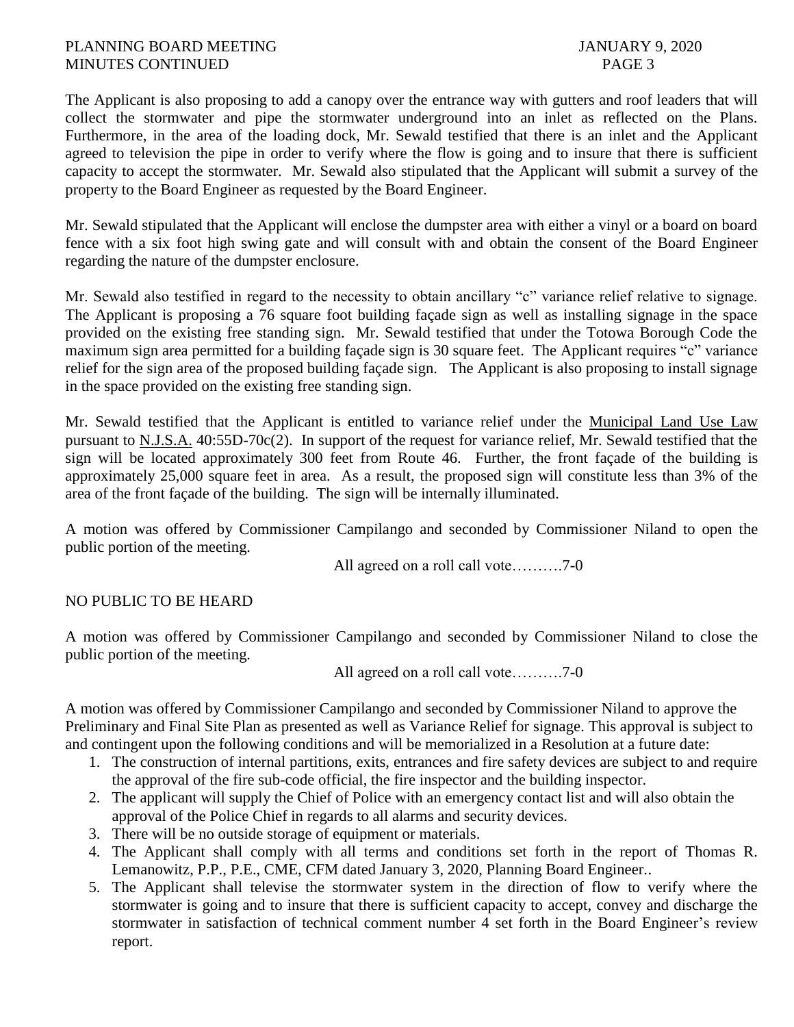The Applicant is also proposing to add a canopy over the entrance way with gutters and roof leaders that will collect the stormwater and pipe the stormwater underground into an inlet as reflected on the Plans. Furthermore, in the area of the loading dock, Mr. Sewald testified that there is an inlet and the Applicant agreed to television the pipe in order to verify where the flow is going and to insure that there is sufficient capacity to accept the stormwater. Mr. Sewald also stipulated that the Applicant will submit a survey of the property to the Board Engineer as requested by the Board Engineer.

Mr. Sewald stipulated that the Applicant will enclose the dumpster area with either a vinyl or a board on board fence with a six foot high swing gate and will consult with and obtain the consent of the Board Engineer regarding the nature of the dumpster enclosure.

Mr. Sewald also testified in regard to the necessity to obtain ancillary "c" variance relief relative to signage. The Applicant is proposing a 76 square foot building façade sign as well as installing signage in the space provided on the existing free standing sign. Mr. Sewald testified that under the Totowa Borough Code the maximum sign area permitted for a building façade sign is 30 square feet. The Applicant requires "c" variance relief for the sign area of the proposed building façade sign. The Applicant is also proposing to install signage in the space provided on the existing free standing sign.

Mr. Sewald testified that the Applicant is entitled to variance relief under the Municipal Land Use Law pursuant to N.J.S.A. 40:55D-70c(2). In support of the request for variance relief, Mr. Sewald testified that the sign will be located approximately 300 feet from Route 46. Further, the front façade of the building is approximately 25,000 square feet in area. As a result, the proposed sign will constitute less than 3% of the area of the front façade of the building. The sign will be internally illuminated.

A motion was offered by Commissioner Campilango and seconded by Commissioner Niland to open the public portion of the meeting.

All agreed on a roll call vote……….7-0

NO PUBLIC TO BE HEARD

A motion was offered by Commissioner Campilango and seconded by Commissioner Niland to close the public portion of the meeting.

All agreed on a roll call vote……….7-0

A motion was offered by Commissioner Campilango and seconded by Commissioner Niland to approve the Preliminary and Final Site Plan as presented as well as Variance Relief for signage. This approval is subject to and contingent upon the following conditions and will be memorialized in a Resolution at a future date:

1. The construction of internal partitions, exits, entrances and fire safety devices are subject to and require the approval of the fire sub-code official, the fire inspector and the building inspector.
2. The applicant will supply the Chief of Police with an emergency contact list and will also obtain the approval of the Police Chief in regards to all alarms and security devices.
3. There will be no outside storage of equipment or materials.
4. The Applicant shall comply with all terms and conditions set forth in the report of Thomas R. Lemanowitz, P.P., P.E., CME, CFM dated January 3, 2020, Planning Board Engineer..
5. The Applicant shall televise the stormwater system in the direction of flow to verify where the stormwater is going and to insure that there is sufficient capacity to accept, convey and discharge the stormwater in satisfaction of technical comment number 4 set forth in the Board Engineer's review report.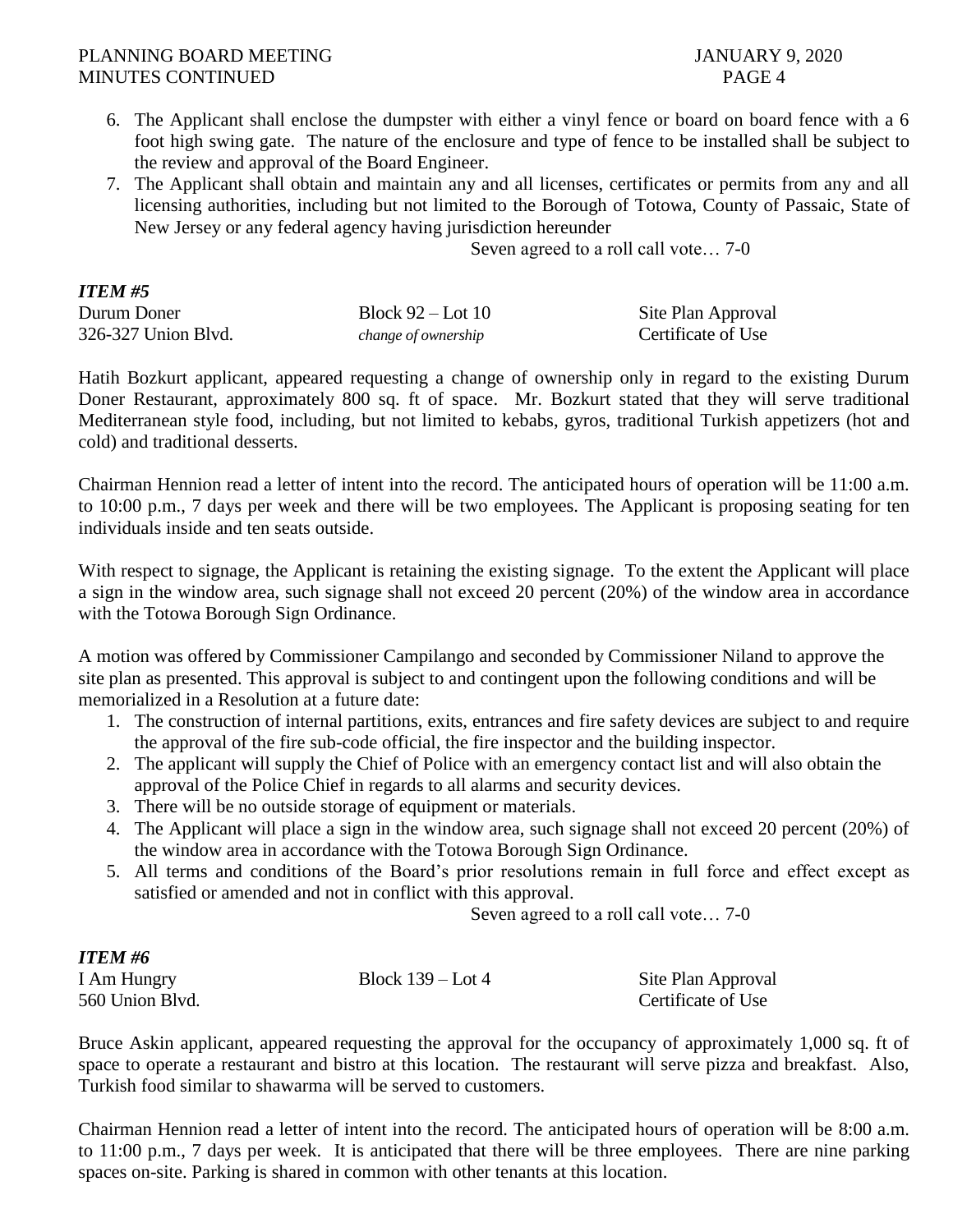6. The Applicant shall enclose the dumpster with either a vinyl fence or board on board fence with a 6 foot high swing gate. The nature of the enclosure and type of fence to be installed shall be subject to the review and approval of the Board Engineer.
7. The Applicant shall obtain and maintain any and all licenses, certificates or permits from any and all licensing authorities, including but not limited to the Borough of Totowa, County of Passaic, State of New Jersey or any federal agency having jurisdiction hereunder

Seven agreed to a roll call vote… 7-0

***ITEM #5***

| | | |
|---|---|---|
| Durum Doner | Block 92 – Lot 10 | Site Plan Approval |
| 326-327 Union Blvd. | *change of ownership* | Certificate of Use |

Hatih Bozkurt applicant, appeared requesting a change of ownership only in regard to the existing Durum Doner Restaurant, approximately 800 sq. ft of space. Mr. Bozkurt stated that they will serve traditional Mediterranean style food, including, but not limited to kebabs, gyros, traditional Turkish appetizers (hot and cold) and traditional desserts.

Chairman Hennion read a letter of intent into the record. The anticipated hours of operation will be 11:00 a.m. to 10:00 p.m., 7 days per week and there will be two employees. The Applicant is proposing seating for ten individuals inside and ten seats outside.

With respect to signage, the Applicant is retaining the existing signage. To the extent the Applicant will place a sign in the window area, such signage shall not exceed 20 percent (20%) of the window area in accordance with the Totowa Borough Sign Ordinance.

A motion was offered by Commissioner Campilango and seconded by Commissioner Niland to approve the site plan as presented. This approval is subject to and contingent upon the following conditions and will be memorialized in a Resolution at a future date:

1. The construction of internal partitions, exits, entrances and fire safety devices are subject to and require the approval of the fire sub-code official, the fire inspector and the building inspector.
2. The applicant will supply the Chief of Police with an emergency contact list and will also obtain the approval of the Police Chief in regards to all alarms and security devices.
3. There will be no outside storage of equipment or materials.
4. The Applicant will place a sign in the window area, such signage shall not exceed 20 percent (20%) of the window area in accordance with the Totowa Borough Sign Ordinance.
5. All terms and conditions of the Board's prior resolutions remain in full force and effect except as satisfied or amended and not in conflict with this approval.

Seven agreed to a roll call vote… 7-0

***ITEM #6***

| | | |
|---|---|---|
| I Am Hungry | Block 139 – Lot 4 | Site Plan Approval |
| 560 Union Blvd. | | Certificate of Use |

Bruce Askin applicant, appeared requesting the approval for the occupancy of approximately 1,000 sq. ft of space to operate a restaurant and bistro at this location. The restaurant will serve pizza and breakfast. Also, Turkish food similar to shawarma will be served to customers.

Chairman Hennion read a letter of intent into the record. The anticipated hours of operation will be 8:00 a.m. to 11:00 p.m., 7 days per week. It is anticipated that there will be three employees. There are nine parking spaces on-site. Parking is shared in common with other tenants at this location.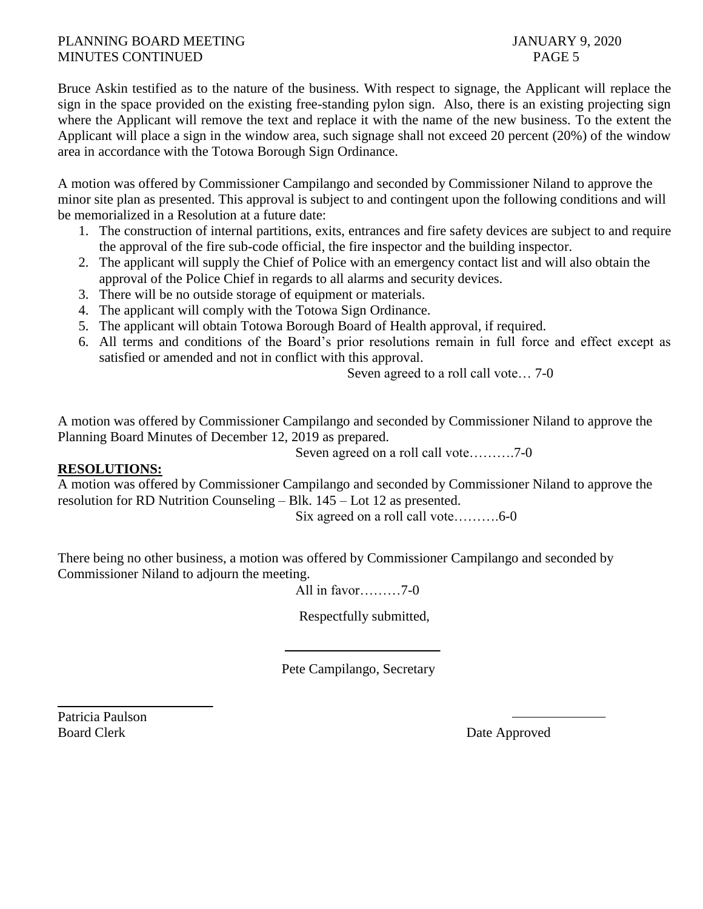Bruce Askin testified as to the nature of the business. With respect to signage, the Applicant will replace the sign in the space provided on the existing free-standing pylon sign. Also, there is an existing projecting sign where the Applicant will remove the text and replace it with the name of the new business. To the extent the Applicant will place a sign in the window area, such signage shall not exceed 20 percent (20%) of the window area in accordance with the Totowa Borough Sign Ordinance.

A motion was offered by Commissioner Campilango and seconded by Commissioner Niland to approve the minor site plan as presented. This approval is subject to and contingent upon the following conditions and will be memorialized in a Resolution at a future date:

1. The construction of internal partitions, exits, entrances and fire safety devices are subject to and require the approval of the fire sub-code official, the fire inspector and the building inspector.
2. The applicant will supply the Chief of Police with an emergency contact list and will also obtain the approval of the Police Chief in regards to all alarms and security devices.
3. There will be no outside storage of equipment or materials.
4. The applicant will comply with the Totowa Sign Ordinance.
5. The applicant will obtain Totowa Borough Board of Health approval, if required.
6. All terms and conditions of the Board's prior resolutions remain in full force and effect except as satisfied or amended and not in conflict with this approval.

Seven agreed to a roll call vote… 7-0

A motion was offered by Commissioner Campilango and seconded by Commissioner Niland to approve the Planning Board Minutes of December 12, 2019 as prepared.

Seven agreed on a roll call vote……….7-0

**RESOLUTIONS:**

A motion was offered by Commissioner Campilango and seconded by Commissioner Niland to approve the resolution for RD Nutrition Counseling – Blk. 145 – Lot 12 as presented.

Six agreed on a roll call vote……….6-0

There being no other business, a motion was offered by Commissioner Campilango and seconded by Commissioner Niland to adjourn the meeting.

All in favor………7-0

Respectfully submitted,

Pete Campilango, Secretary

Patricia Paulson
Board Clerk

Date Approved